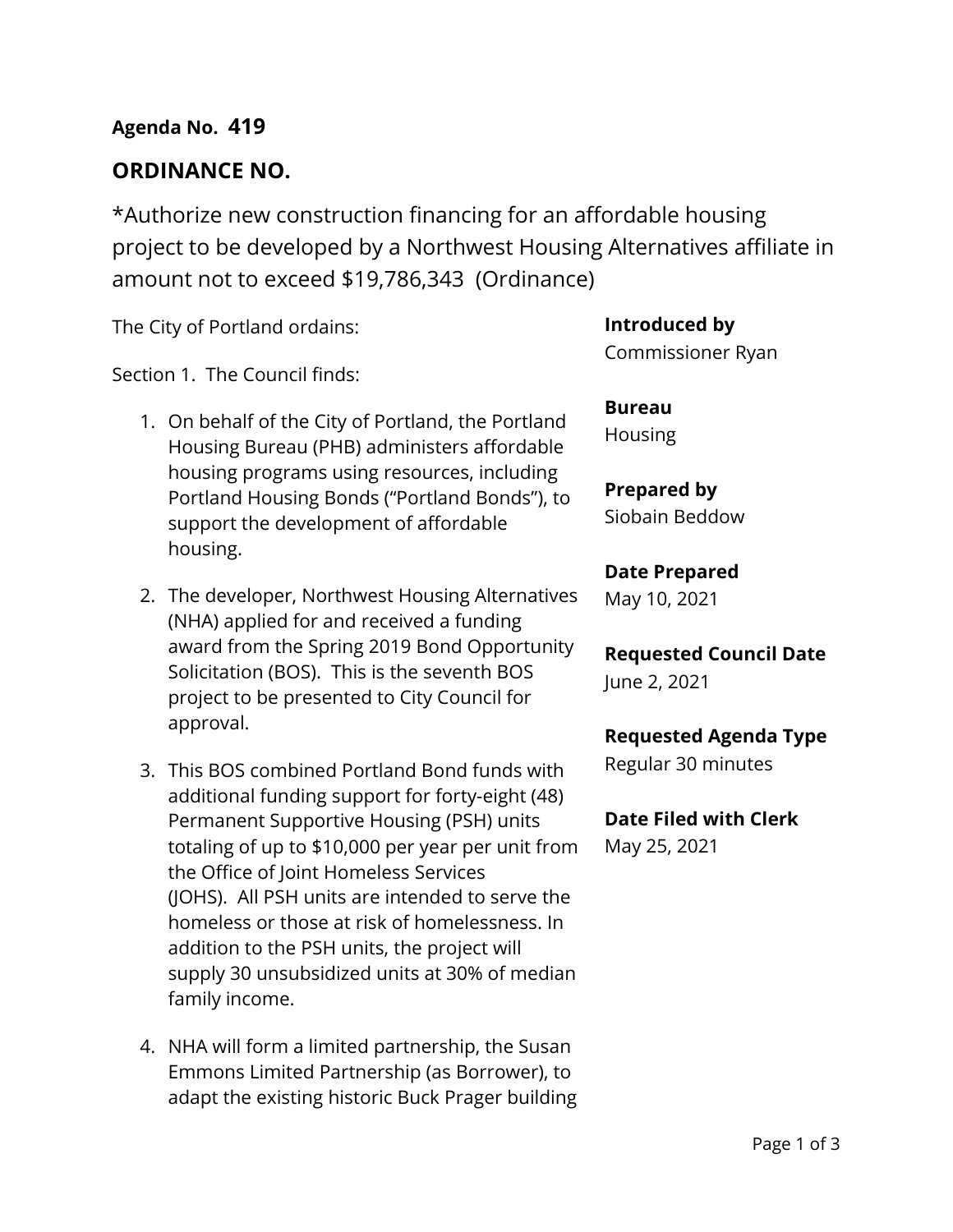**Agenda No. 419**

## ORDINANCE NO.

*Authorize new construction financing for an affordable housing project to be developed by a Northwest Housing Alternatives affiliate in amount not to exceed $19,786,343 (Ordinance)

**Introduced by**
Commissioner Ryan

**Bureau**
Housing

**Prepared by**
Siobain Beddow

**Date Prepared**
May 10, 2021

**Requested Council Date**
June 2, 2021

**Requested Agenda Type**
Regular 30 minutes

**Date Filed with Clerk**
May 25, 2021

The City of Portland ordains:

Section 1. The Council finds:

1. On behalf of the City of Portland, the Portland Housing Bureau (PHB) administers affordable housing programs using resources, including Portland Housing Bonds ("Portland Bonds"), to support the development of affordable housing.

2. The developer, Northwest Housing Alternatives (NHA) applied for and received a funding award from the Spring 2019 Bond Opportunity Solicitation (BOS). This is the seventh BOS project to be presented to City Council for approval.

3. This BOS combined Portland Bond funds with additional funding support for forty-eight (48) Permanent Supportive Housing (PSH) units totaling of up to $10,000 per year per unit from the Office of Joint Homeless Services (JOHS). All PSH units are intended to serve the homeless or those at risk of homelessness. In addition to the PSH units, the project will supply 30 unsubsidized units at 30% of median family income.

4. NHA will form a limited partnership, the Susan Emmons Limited Partnership (as Borrower), to adapt the existing historic Buck Prager building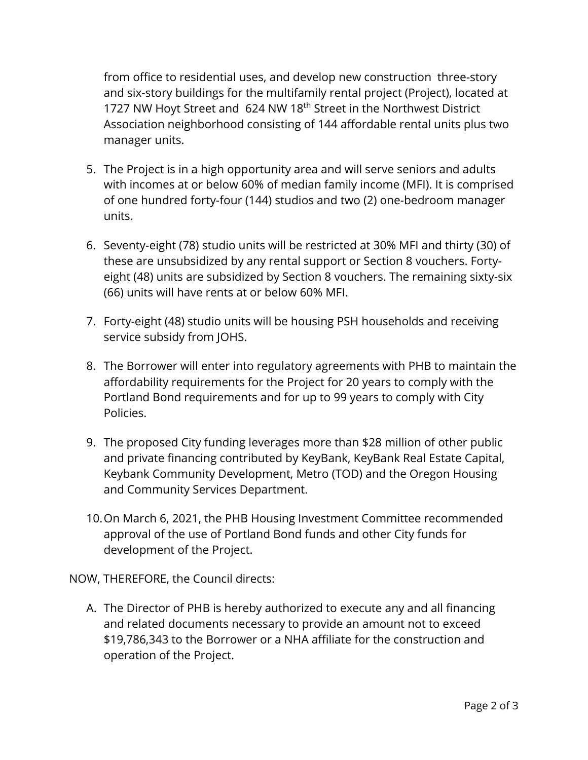from office to residential uses, and develop new construction three-story and six-story buildings for the multifamily rental project (Project), located at 1727 NW Hoyt Street and 624 NW 18th Street in the Northwest District Association neighborhood consisting of 144 affordable rental units plus two manager units.

5. The Project is in a high opportunity area and will serve seniors and adults with incomes at or below 60% of median family income (MFI). It is comprised of one hundred forty-four (144) studios and two (2) one-bedroom manager units.

6. Seventy-eight (78) studio units will be restricted at 30% MFI and thirty (30) of these are unsubsidized by any rental support or Section 8 vouchers. Forty-eight (48) units are subsidized by Section 8 vouchers. The remaining sixty-six (66) units will have rents at or below 60% MFI.

7. Forty-eight (48) studio units will be housing PSH households and receiving service subsidy from JOHS.

8. The Borrower will enter into regulatory agreements with PHB to maintain the affordability requirements for the Project for 20 years to comply with the Portland Bond requirements and for up to 99 years to comply with City Policies.

9. The proposed City funding leverages more than $28 million of other public and private financing contributed by KeyBank, KeyBank Real Estate Capital, Keybank Community Development, Metro (TOD) and the Oregon Housing and Community Services Department.

10. On March 6, 2021, the PHB Housing Investment Committee recommended approval of the use of Portland Bond funds and other City funds for development of the Project.

NOW, THEREFORE, the Council directs:

A. The Director of PHB is hereby authorized to execute any and all financing and related documents necessary to provide an amount not to exceed $19,786,343 to the Borrower or a NHA affiliate for the construction and operation of the Project.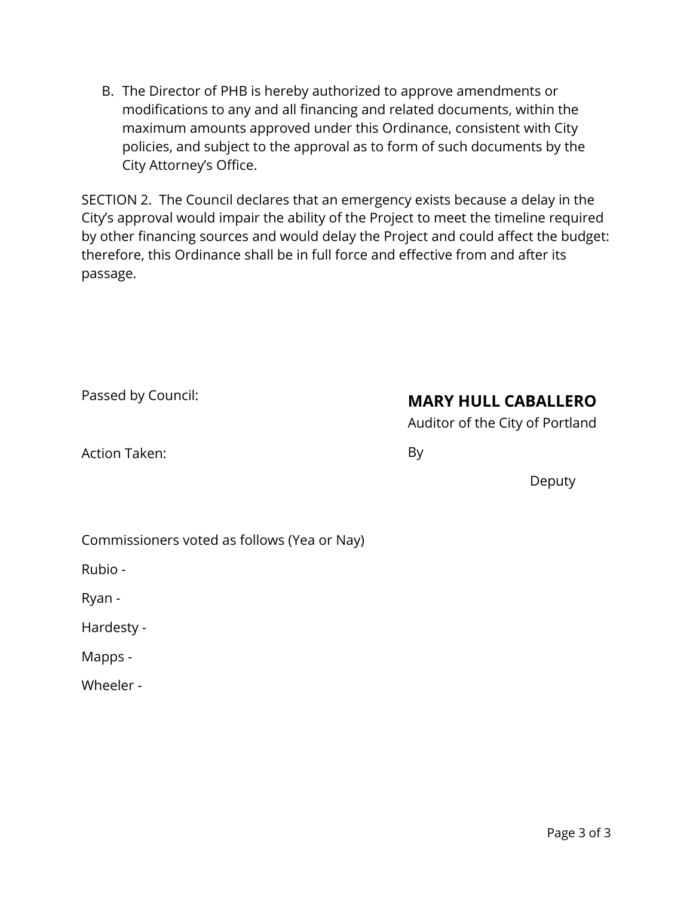B. The Director of PHB is hereby authorized to approve amendments or modifications to any and all financing and related documents, within the maximum amounts approved under this Ordinance, consistent with City policies, and subject to the approval as to form of such documents by the City Attorney's Office.

SECTION 2. The Council declares that an emergency exists because a delay in the City's approval would impair the ability of the Project to meet the timeline required by other financing sources and would delay the Project and could affect the budget: therefore, this Ordinance shall be in full force and effective from and after its passage.

Passed by Council:

Action Taken:

**MARY HULL CABALLERO**

Auditor of the City of Portland

By

Deputy

Commissioners voted as follows (Yea or Nay)

Rubio -

Ryan -

Hardesty -

Mapps -

Wheeler -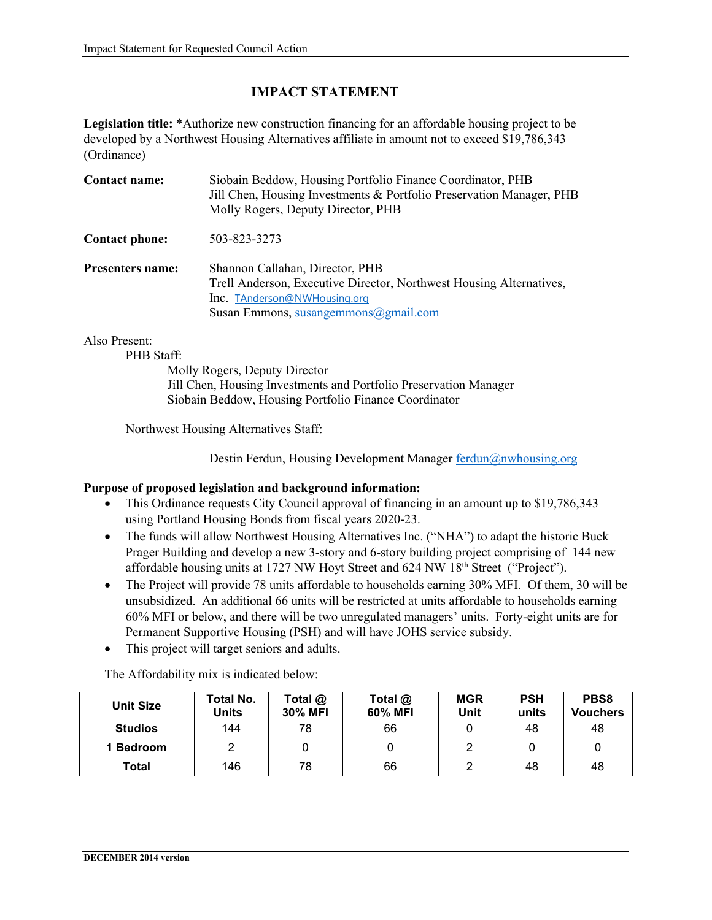# IMPACT STATEMENT

**Legislation title:** *Authorize new construction financing for an affordable housing project to be developed by a Northwest Housing Alternatives affiliate in amount not to exceed $19,786,343 (Ordinance)

**Contact name:** Siobain Beddow, Housing Portfolio Finance Coordinator, PHB
Jill Chen, Housing Investments & Portfolio Preservation Manager, PHB
Molly Rogers, Deputy Director, PHB

**Contact phone:** 503-823-3273

**Presenters name:** Shannon Callahan, Director, PHB
Trell Anderson, Executive Director, Northwest Housing Alternatives, Inc. TAnderson@NWHousing.org
Susan Emmons, susangemmons@gmail.com

Also Present:

PHB Staff:

Molly Rogers, Deputy Director
Jill Chen, Housing Investments and Portfolio Preservation Manager
Siobain Beddow, Housing Portfolio Finance Coordinator

Northwest Housing Alternatives Staff:

Destin Ferdun, Housing Development Manager ferdun@nwhousing.org

**Purpose of proposed legislation and background information:**

- This Ordinance requests City Council approval of financing in an amount up to $19,786,343 using Portland Housing Bonds from fiscal years 2020-23.
- The funds will allow Northwest Housing Alternatives Inc. ("NHA") to adapt the historic Buck Prager Building and develop a new 3-story and 6-story building project comprising of 144 new affordable housing units at 1727 NW Hoyt Street and 624 NW 18th Street ("Project").
- The Project will provide 78 units affordable to households earning 30% MFI. Of them, 30 will be unsubsidized. An additional 66 units will be restricted at units affordable to households earning 60% MFI or below, and there will be two unregulated managers' units. Forty-eight units are for Permanent Supportive Housing (PSH) and will have JOHS service subsidy.
- This project will target seniors and adults.

The Affordability mix is indicated below:

| Unit Size | Total No. Units | Total @ 30% MFI | Total @ 60% MFI | MGR Unit | PSH units | PBS8 Vouchers |
|---|---|---|---|---|---|---|
| Studios | 144 | 78 | 66 | 0 | 48 | 48 |
| 1 Bedroom | 2 | 0 | 0 | 2 | 0 | 0 |
| Total | 146 | 78 | 66 | 2 | 48 | 48 |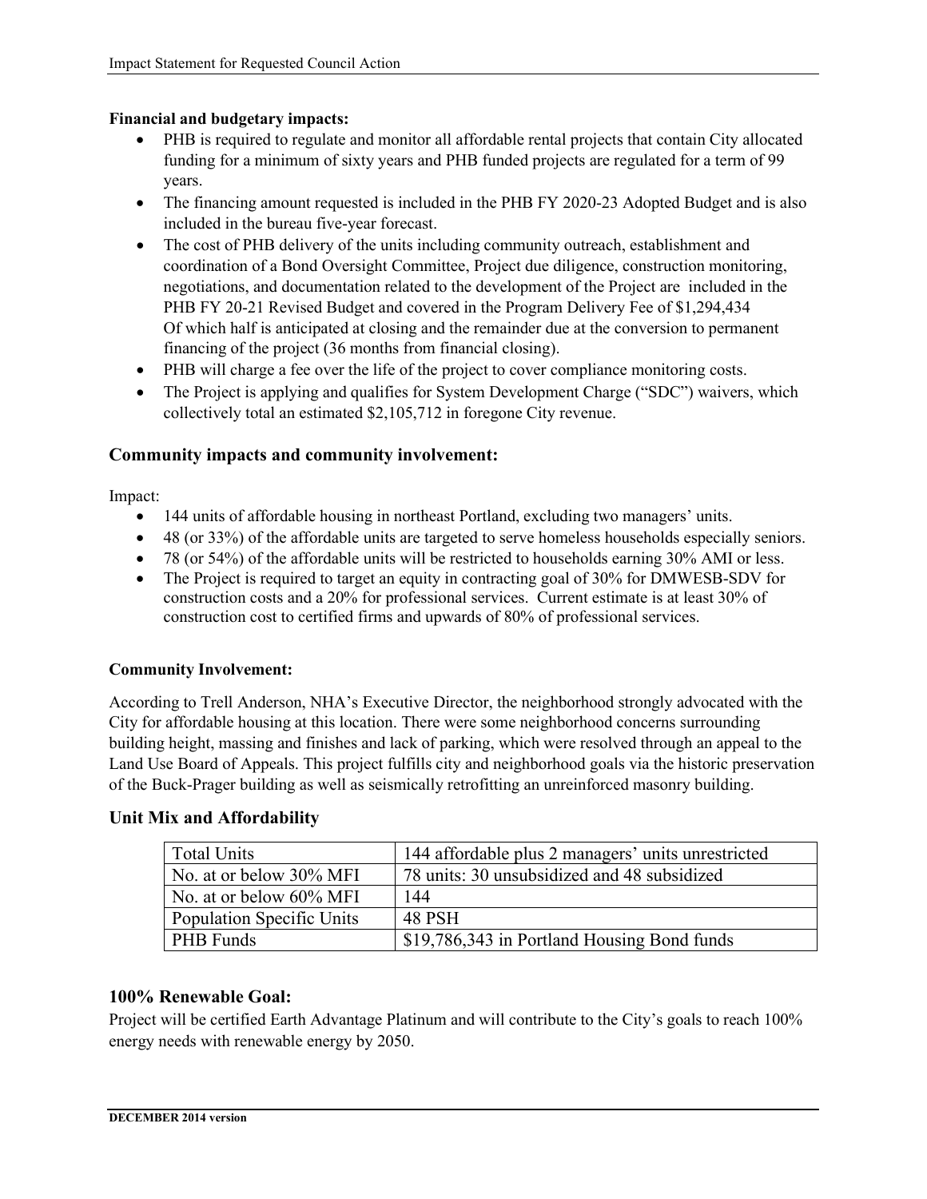**Financial and budgetary impacts:**

- PHB is required to regulate and monitor all affordable rental projects that contain City allocated funding for a minimum of sixty years and PHB funded projects are regulated for a term of 99 years.
- The financing amount requested is included in the PHB FY 2020-23 Adopted Budget and is also included in the bureau five-year forecast.
- The cost of PHB delivery of the units including community outreach, establishment and coordination of a Bond Oversight Committee, Project due diligence, construction monitoring, negotiations, and documentation related to the development of the Project are included in the PHB FY 20-21 Revised Budget and covered in the Program Delivery Fee of $1,294,434 Of which half is anticipated at closing and the remainder due at the conversion to permanent financing of the project (36 months from financial closing).
- PHB will charge a fee over the life of the project to cover compliance monitoring costs.
- The Project is applying and qualifies for System Development Charge ("SDC") waivers, which collectively total an estimated $2,105,712 in foregone City revenue.

## Community impacts and community involvement:

Impact:

- 144 units of affordable housing in northeast Portland, excluding two managers' units.
- 48 (or 33%) of the affordable units are targeted to serve homeless households especially seniors.
- 78 (or 54%) of the affordable units will be restricted to households earning 30% AMI or less.
- The Project is required to target an equity in contracting goal of 30% for DMWESB-SDV for construction costs and a 20% for professional services. Current estimate is at least 30% of construction cost to certified firms and upwards of 80% of professional services.

**Community Involvement:**

According to Trell Anderson, NHA's Executive Director, the neighborhood strongly advocated with the City for affordable housing at this location. There were some neighborhood concerns surrounding building height, massing and finishes and lack of parking, which were resolved through an appeal to the Land Use Board of Appeals. This project fulfills city and neighborhood goals via the historic preservation of the Buck-Prager building as well as seismically retrofitting an unreinforced masonry building.

## Unit Mix and Affordability

| Total Units | 144 affordable plus 2 managers' units unrestricted |
|---|---|
| No. at or below 30% MFI | 78 units: 30 unsubsidized and 48 subsidized |
| No. at or below 60% MFI | 144 |
| Population Specific Units | 48 PSH |
| PHB Funds | $19,786,343 in Portland Housing Bond funds |

## 100% Renewable Goal:

Project will be certified Earth Advantage Platinum and will contribute to the City's goals to reach 100% energy needs with renewable energy by 2050.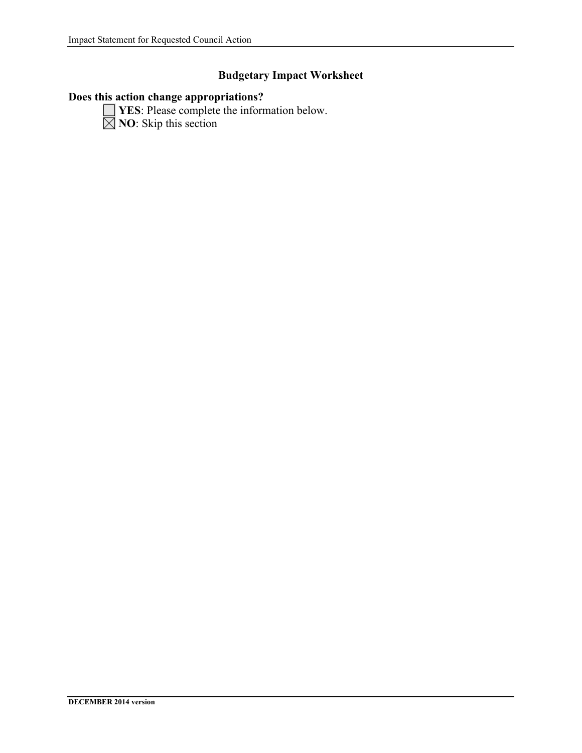## Budgetary Impact Worksheet

**Does this action change appropriations?**

☐ **YES**: Please complete the information below.

☒ **NO**: Skip this section